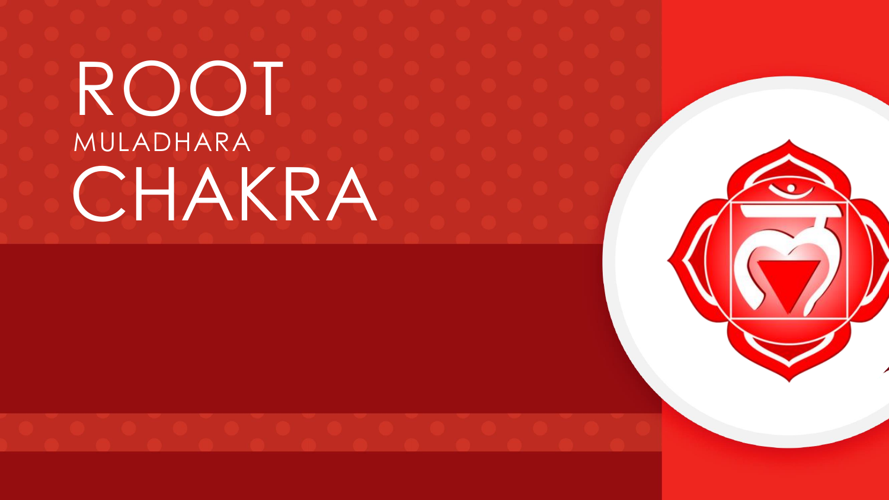# ROOT

MULADHARA

# CHAKRA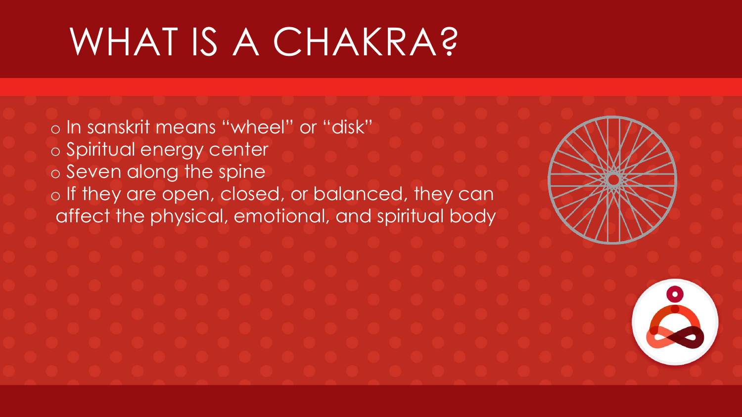# WHAT IS A CHAKRA?

- In sanskrit means "wheel" or "disk"
- Spiritual energy center
- Seven along the spine
- If they are open, closed, or balanced, they can affect the physical, emotional, and spiritual body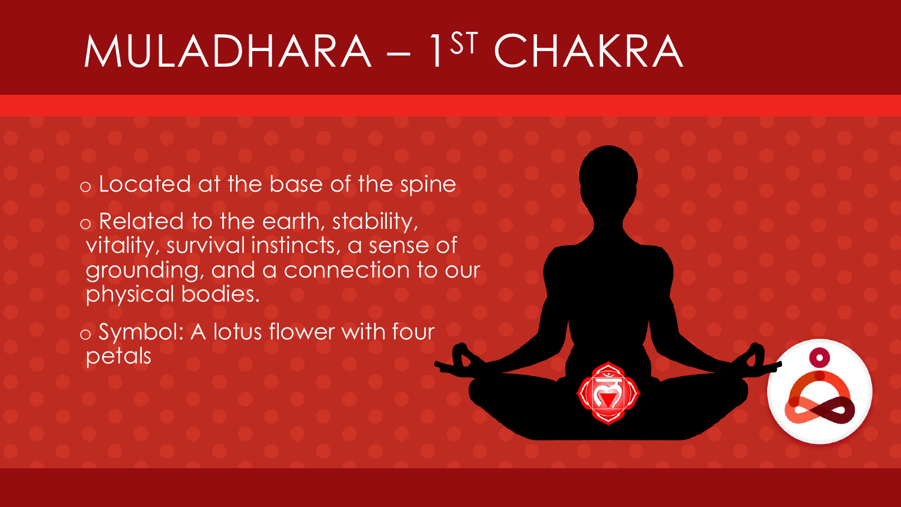# MULADHARA – 1ST CHAKRA

- Located at the base of the spine
- Related to the earth, stability, vitality, survival instincts, a sense of grounding, and a connection to our physical bodies.
- Symbol: A lotus flower with four petals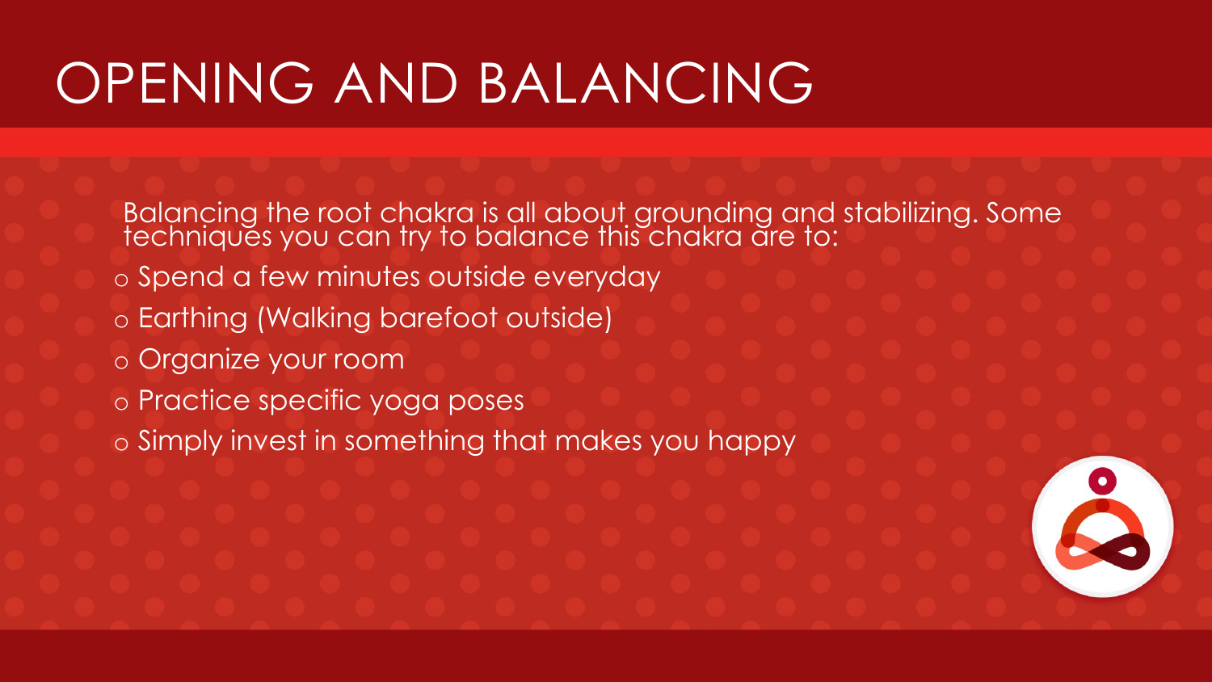# OPENING AND BALANCING

Balancing the root chakra is all about grounding and stabilizing. Some techniques you can try to balance this chakra are to:

- Spend a few minutes outside everyday
- Earthing (Walking barefoot outside)
- Organize your room
- Practice specific yoga poses
- Simply invest in something that makes you happy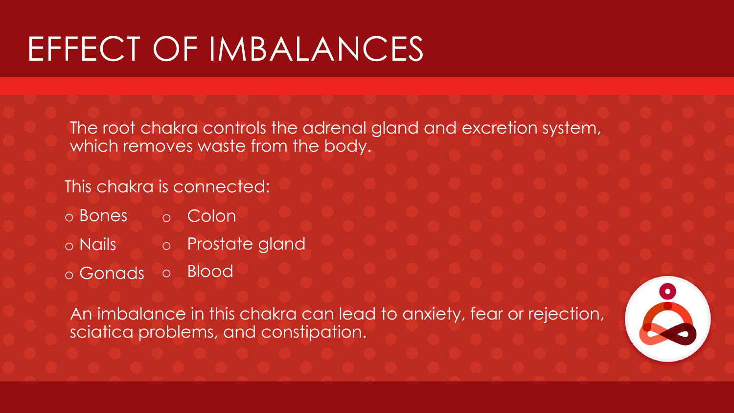# EFFECT OF IMBALANCES

The root chakra controls the adrenal gland and excretion system, which removes waste from the body.

This chakra is connected:

- Bones
- Nails
- Gonads
- Colon
- Prostate gland
- Blood

An imbalance in this chakra can lead to anxiety, fear or rejection, sciatica problems, and constipation.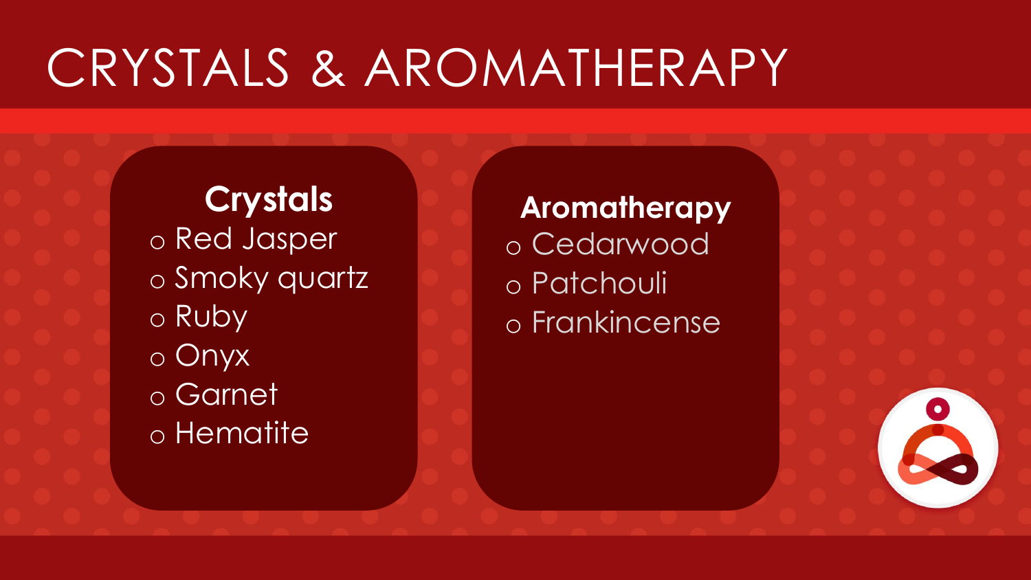# CRYSTALS & AROMATHERAPY

### Crystals

- Red Jasper
- Smoky quartz
- Ruby
- Onyx
- Garnet
- Hematite

### Aromatherapy

- Cedarwood
- Patchouli
- Frankincense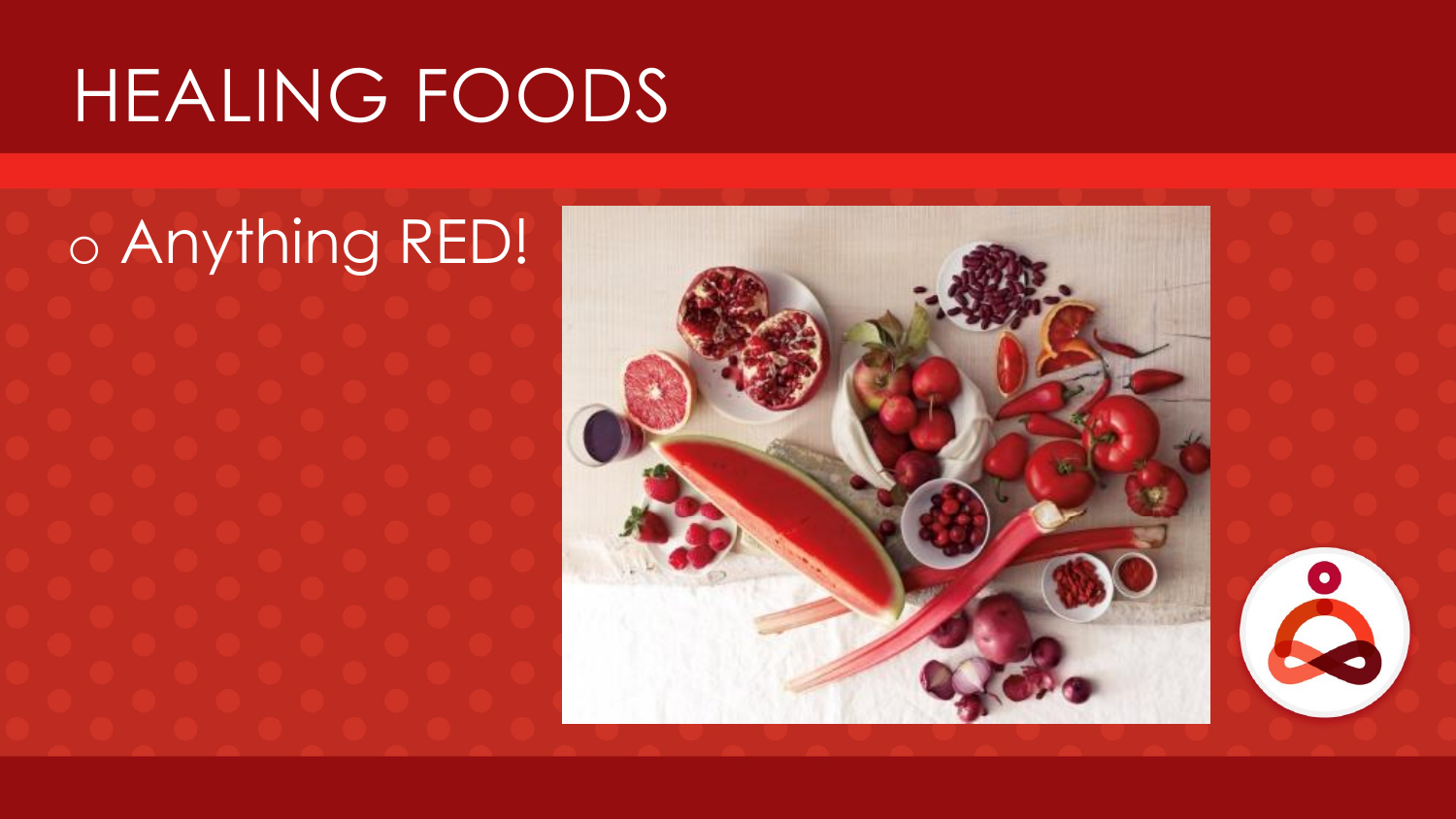# HEALING FOODS

- Anything RED!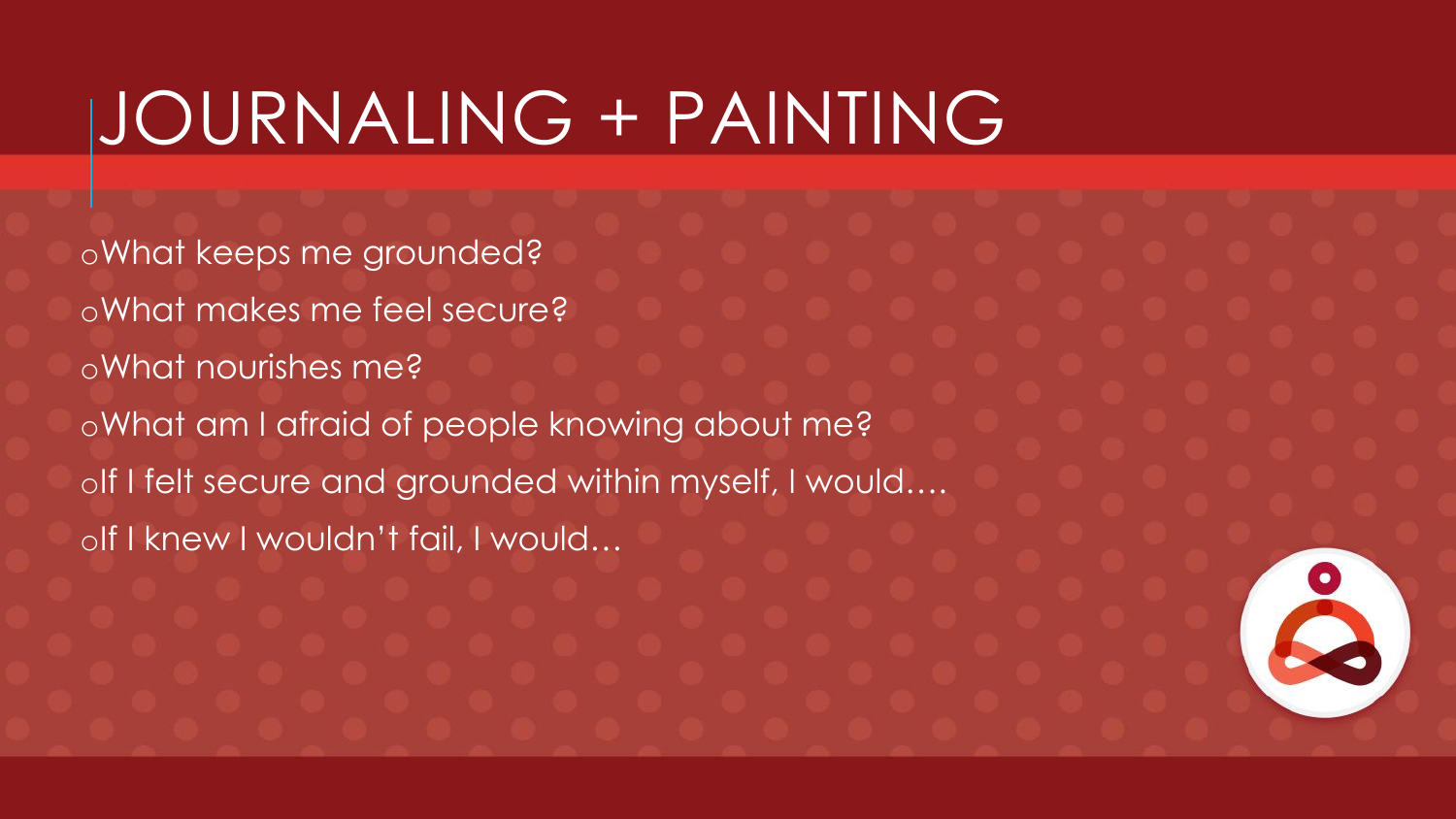# JOURNALING + PAINTING

- What keeps me grounded?
- What makes me feel secure?
- What nourishes me?
- What am I afraid of people knowing about me?
- If I felt secure and grounded within myself, I would….
- If I knew I wouldn't fail, I would…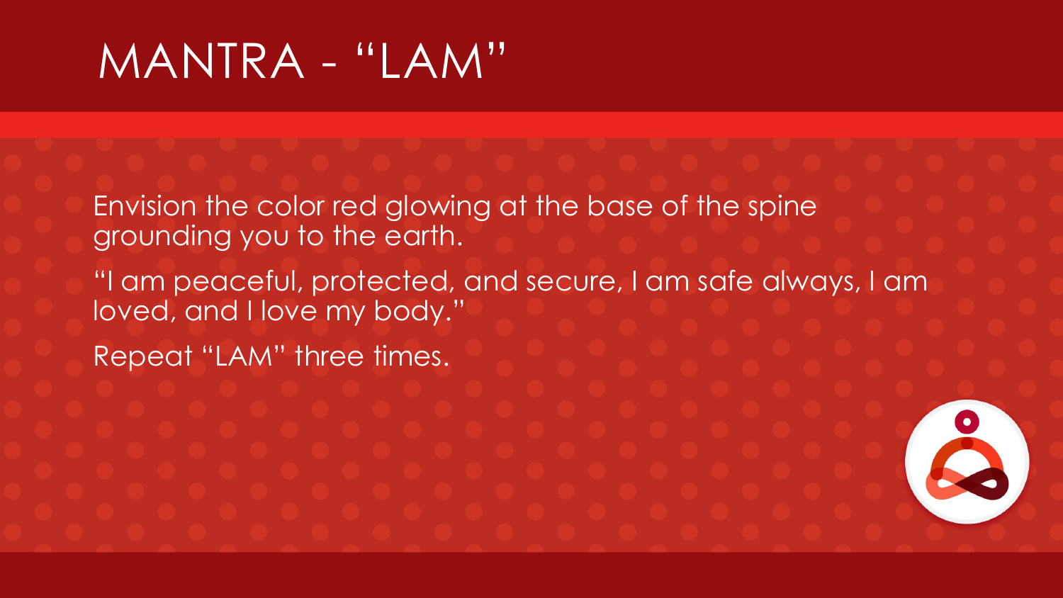# MANTRA - "LAM"

Envision the color red glowing at the base of the spine grounding you to the earth.

"I am peaceful, protected, and secure, I am safe always, I am loved, and I love my body."

Repeat "LAM" three times.